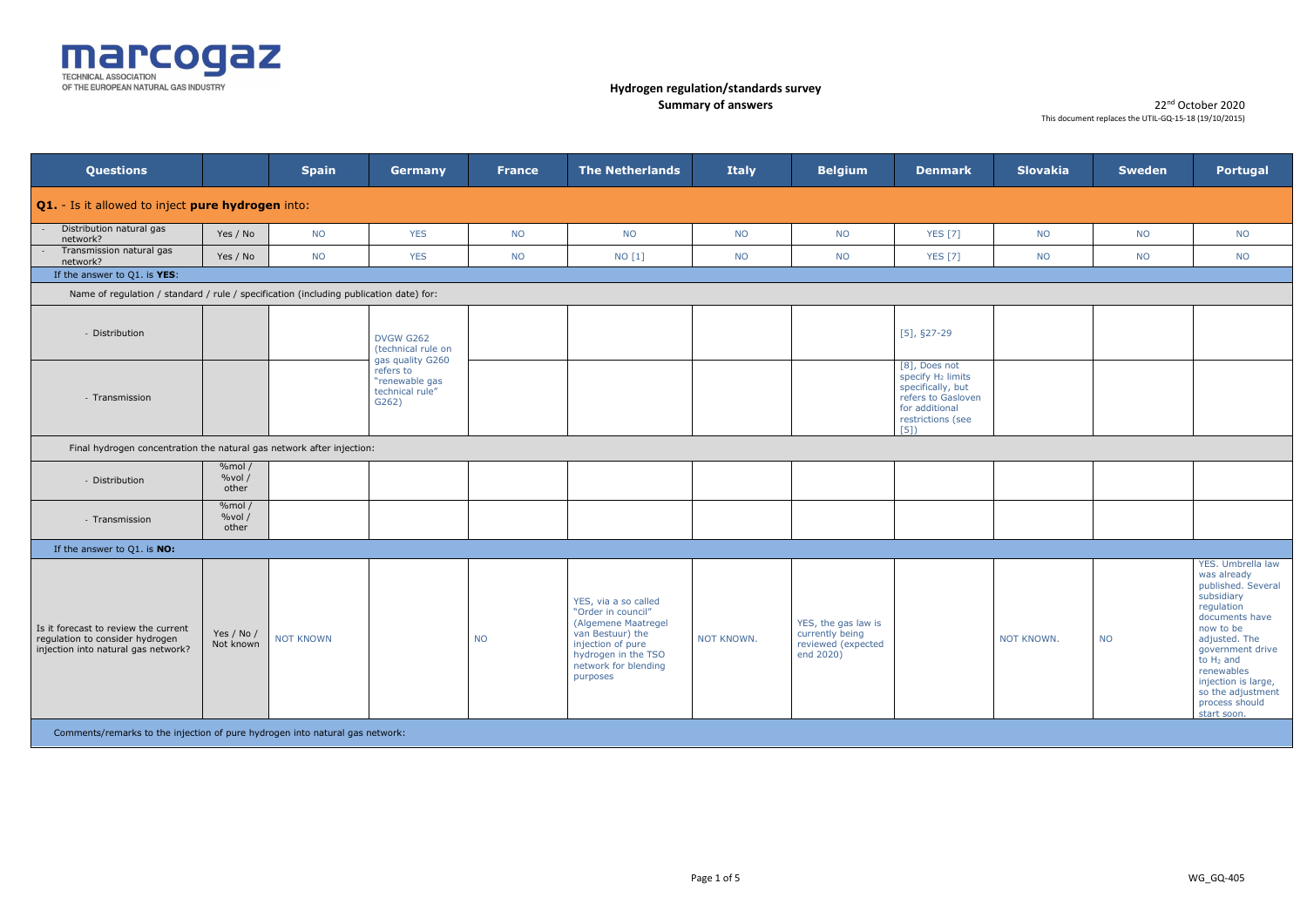marcogaz
TECHNICAL ASSOCIATION
OF THE EUROPEAN NATURAL GAS INDUSTRY

**Hydrogen regulation/standards survey**
**Summary of answers**

22nd October 2020
This document replaces the UTIL-GQ-15-18 (19/10/2015)

| Questions | | Spain | Germany | France | The Netherlands | Italy | Belgium | Denmark | Slovakia | Sweden | Portugal |
|---|---|---|---|---|---|---|---|---|---|---|---|
| **Q1.** - Is it allowed to inject **pure hydrogen** into: | | | | | | | | | | | |
| - Distribution natural gas network? | Yes / No | NO | YES | NO | NO | NO | NO | YES [7] | NO | NO | NO |
| - Transmission natural gas network? | Yes / No | NO | YES | NO | NO [1] | NO | NO | YES [7] | NO | NO | NO |
| If the answer to Q1. is **YES**: | | | | | | | | | | | |
| Name of regulation / standard / rule / specification (including publication date) for: | | | | | | | | | | | |
| - Distribution | | | DVGW G262 (technical rule on gas quality G260 refers to "renewable gas technical rule" G262) | | | | | [5], §27-29 | | | |
| - Transmission | | | | | | | | [8], Does not specify $H_2$ limits specifically, but refers to Gasloven for additional restrictions (see [5]) | | | |
| Final hydrogen concentration the natural gas network after injection: | | | | | | | | | | | |
| - Distribution | %mol / %vol / other | | | | | | | | | | |
| - Transmission | %mol / %vol / other | | | | | | | | | | |
| If the answer to Q1. is **NO**: | | | | | | | | | | | |
| Is it forecast to review the current regulation to consider hydrogen injection into natural gas network? | Yes / No / Not known | NOT KNOWN | | NO | YES, via a so called "Order in council" (Algemene Maatregel van Bestuur) the injection of pure hydrogen in the TSO network for blending purposes | NOT KNOWN. | YES, the gas law is currently being reviewed (expected end 2020) | | NOT KNOWN. | NO | YES. Umbrella law was already published. Several subsidiary regulation documents have now to be adjusted. The government drive to $H_2$ and renewables injection is large, so the adjustment process should start soon. |
| Comments/remarks to the injection of pure hydrogen into natural gas network: | | | | | | | | | | | |

WG_GQ-405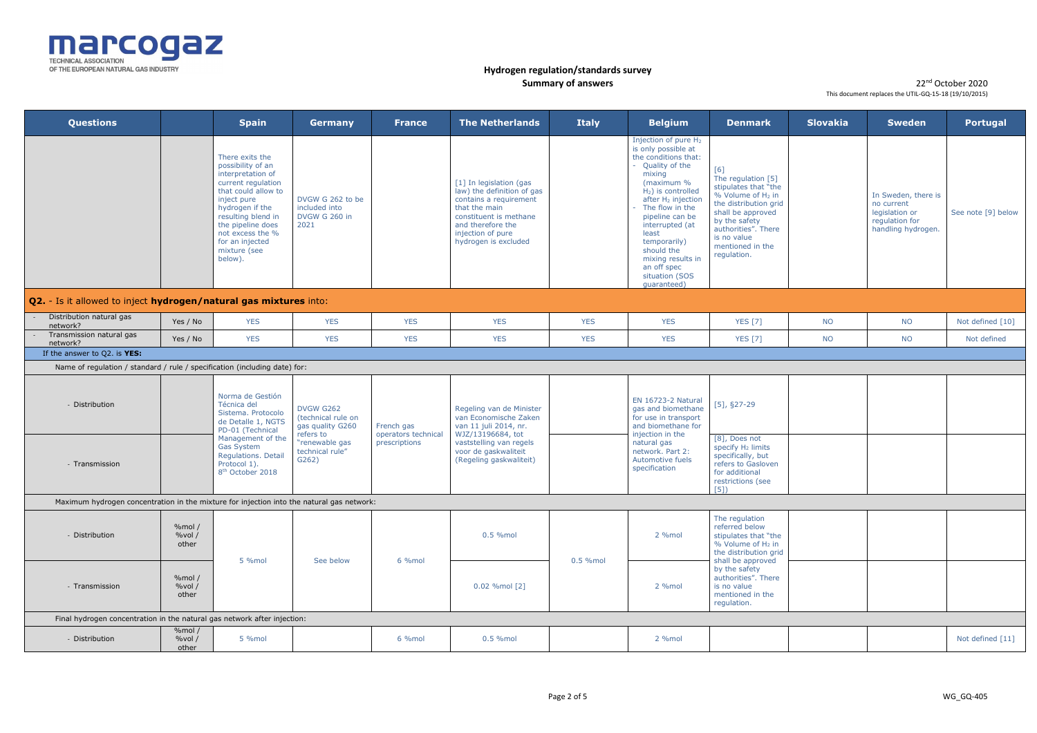**Hydrogen regulation/standards survey**
**Summary of answers**

22nd October 2020
This document replaces the UTIL-GQ-15-18 (19/10/2015)

| Questions | | Spain | Germany | France | The Netherlands | Italy | Belgium | Denmark | Slovakia | Sweden | Portugal |
|---|---|---|---|---|---|---|---|---|---|---|---|
| | | There exits the possibility of an interpretation of current regulation that could allow to inject pure hydrogen if the resulting blend in the pipeline does not excess the % for an injected mixture (see below). | DVGW G 262 to be included into DVGW G 260 in 2021 | | [1] In legislation (gas law) the definition of gas contains a requirement that the main constituent is methane and therefore the injection of pure hydrogen is excluded | | Injection of pure $H_2$ is only possible at the conditions that: - Quality of the mixing (maximum % $H_2$) is controlled after $H_2$ injection - The flow in the pipeline can be interrupted (at least temporarily) should the mixing results in an off spec situation (SOS guaranteed) | [6] The regulation [5] stipulates that "the % Volume of $H_2$ in the distribution grid shall be approved by the safety authorities". There is no value mentioned in the regulation. | | In Sweden, there is no current legislation or regulation for handling hydrogen. | See note [9] below |
| **Q2.** - Is it allowed to inject **hydrogen/natural gas mixtures** into: | | | | | | | | | | | |
| - Distribution natural gas network? | Yes / No | YES | YES | YES | YES | YES | YES | YES [7] | NO | NO | Not defined [10] |
| - Transmission natural gas network? | Yes / No | YES | YES | YES | YES | YES | YES | YES [7] | NO | NO | Not defined |
| If the answer to Q2. is **YES:** | | | | | | | | | | | |
| Name of regulation / standard / rule / specification (including date) for: | | | | | | | | | | | |
| - Distribution | | Norma de Gestión Técnica del Sistema. Protocolo de Detalle 1, NGTS PD-01 (Technical Management of the Gas System Regulations. Detail Protocol 1). 8th October 2018 | DVGW G262 (technical rule on gas quality G260 refers to "renewable gas technical rule" G262) | French gas operators technical prescriptions | Regeling van de Minister van Economische Zaken van 11 juli 2014, nr. WJZ/13196684, tot vaststelling van regels voor de gaskwaliteit (Regeling gaskwaliteit) | | EN 16723-2 Natural gas and biomethane for use in transport and biomethane for injection in the natural gas network. Part 2: Automotive fuels specification | [5], §27-29 | | | |
| - Transmission | | | | | | | | [8], Does not specify $H_2$ limits specifically, but refers to Gasloven for additional restrictions (see [5]) | | | |
| Maximum hydrogen concentration in the mixture for injection into the natural gas network: | | | | | | | | | | | |
| - Distribution | %mol / %vol / other | 5 %mol | See below | 6 %mol | 0.5 %mol | 0.5 %mol | 2 %mol | The regulation referred below stipulates that "the % Volume of $H_2$ in the distribution grid shall be approved by the safety authorities". There is no value mentioned in the regulation. | | | |
| - Transmission | %mol / %vol / other | | | | 0.02 %mol [2] | | 2 %mol | | | | |
| Final hydrogen concentration in the natural gas network after injection: | | | | | | | | | | | |
| - Distribution | %mol / %vol / other | 5 %mol | | 6 %mol | 0.5 %mol | | 2 %mol | | | | Not defined [11] |

WG_GQ-405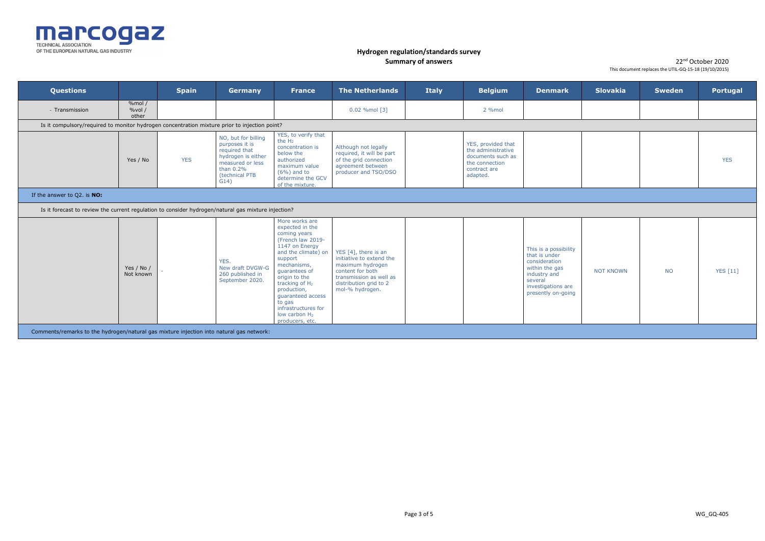**Hydrogen regulation/standards survey**
**Summary of answers**

22nd October 2020
This document replaces the UTIL-GQ-15-18 (19/10/2015)

| Questions | | Spain | Germany | France | The Netherlands | Italy | Belgium | Denmark | Slovakia | Sweden | Portugal |
|---|---|---|---|---|---|---|---|---|---|---|---|
| - Transmission | %mol / %vol / other | | | | 0.02 %mol [3] | | 2 %mol | | | | |
| Is it compulsory/required to monitor hydrogen concentration mixture prior to injection point? | | | | | | | | | | | |
| | Yes / No | YES | NO, but for billing purposes it is required that hydrogen is either measured or less than 0.2% (technical PTB G14) | YES, to verify that the $H_2$ concentration is below the authorized maximum value (6%) and to determine the GCV of the mixture. | Although not legally required, it will be part of the grid connection agreement between producer and TSO/DSO | | YES, provided that the administrative documents such as the connection contract are adapted. | | | | YES |
| If the answer to Q2. is **NO:** | | | | | | | | | | | |
| Is it forecast to review the current regulation to consider hydrogen/natural gas mixture injection? | | | | | | | | | | | |
| | Yes / No / Not known | - | YES. New draft DVGW-G 260 published in September 2020. | More works are expected in the coming years (French law 2019-1147 on Energy and the climate) on support mechanisms, guarantees of origin to the tracking of $H_2$ production, guaranteed access to gas infrastructures for low carbon $H_2$ producers, etc. | YES [4], there is an initiative to extend the maximum hydrogen content for both transmission as well as distribution grid to 2 mol-% hydrogen. | | | This is a possibility that is under consideration within the gas industry and several investigations are presently on-going | NOT KNOWN | NO | YES [11] |
| Comments/remarks to the hydrogen/natural gas mixture injection into natural gas network: | | | | | | | | | | | |

WG_GQ-405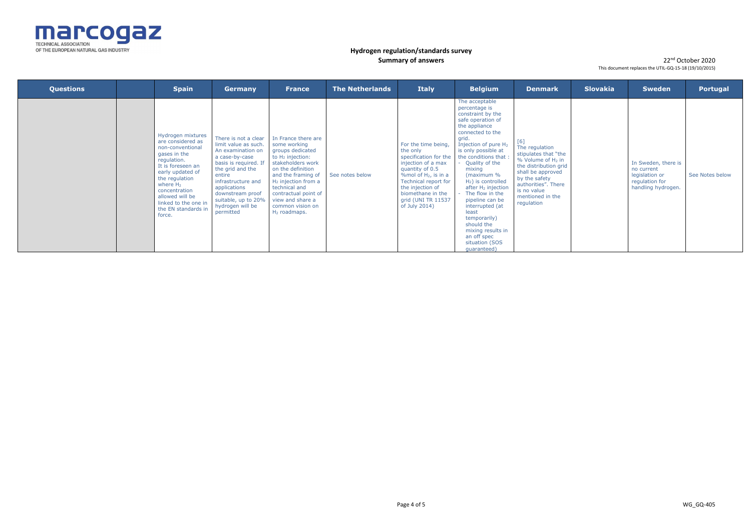**Hydrogen regulation/standards survey**
**Summary of answers**

22nd October 2020
This document replaces the UTIL-GQ-15-18 (19/10/2015)

| Questions | | Spain | Germany | France | The Netherlands | Italy | Belgium | Denmark | Slovakia | Sweden | Portugal |
|---|---|---|---|---|---|---|---|---|---|---|---|
| | | Hydrogen mixtures are considered as non-conventional gases in the regulation. It is foreseen an early updated of the regulation where $H_2$ concentration allowed will be linked to the one in the EN standards in force. | There is not a clear limit value as such. An examination on a case-by-case basis is required. If the grid and the entire infrastructure and applications downstream proof suitable, up to 20% hydrogen will be permitted | In France there are some working groups dedicated to $H_2$ injection: stakeholders work on the definition and the framing of $H_2$ injection from a technical and contractual point of view and share a common vision on $H_2$ roadmaps. | See notes below | For the time being, the only specification for the injection of a max quantity of 0.5 %mol of $H_2$, is in a Technical report for the injection of biomethane in the grid (UNI TR 11537 of July 2014) | The acceptable percentage is constraint by the safe operation of the appliance connected to the grid. Injection of pure $H_2$ is only possible at the conditions that : - Quality of the mixing (maximum % $H_2$) is controlled after $H_2$ injection - The flow in the pipeline can be interrupted (at least temporarily) should the mixing results in an off spec situation (SOS guaranteed) | [6] The regulation stipulates that "the % Volume of $H_2$ in the distribution grid shall be approved by the safety authorities". There is no value mentioned in the regulation | | In Sweden, there is no current legislation or regulation for handling hydrogen. | See Notes below |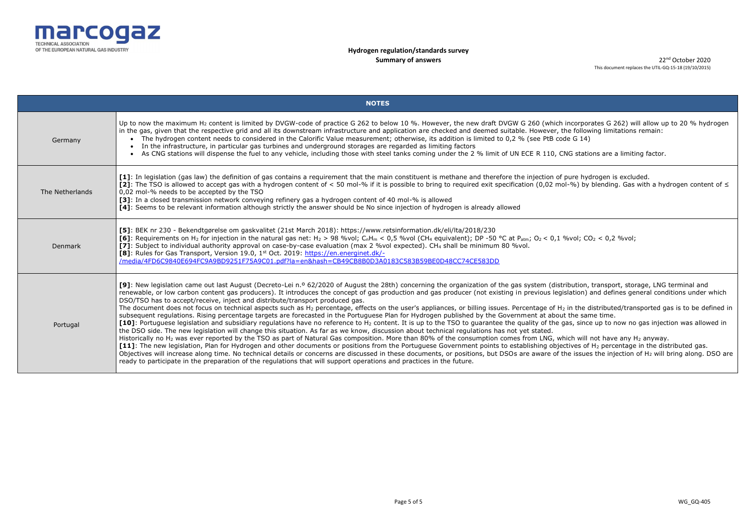**Hydrogen regulation/standards survey**
**Summary of answers**

22nd October 2020
This document replaces the UTIL-GQ-15-18 (19/10/2015)

| NOTES | |
|---|---|
| Germany | Up to now the maximum $H_2$ content is limited by DVGW-code of practice G 262 to below 10 %. However, the new draft DVGW G 260 (which incorporates G 262) will allow up to 20 % hydrogen in the gas, given that the respective grid and all its downstream infrastructure and application are checked and deemed suitable. However, the following limitations remain:<br>• The hydrogen content needs to considered in the Calorific Value measurement; otherwise, its addition is limited to 0,2 % (see PtB code G 14)<br>• In the infrastructure, in particular gas turbines and underground storages are regarded as limiting factors<br>• As CNG stations will dispense the fuel to any vehicle, including those with steel tanks coming under the 2 % limit of UN ECE R 110, CNG stations are a limiting factor. |
| The Netherlands | **[1]**: In legislation (gas law) the definition of gas contains a requirement that the main constituent is methane and therefore the injection of pure hydrogen is excluded.<br>**[2]**: The TSO is allowed to accept gas with a hydrogen content of < 50 mol-% if it is possible to bring to required exit specification (0,02 mol-%) by blending. Gas with a hydrogen content of ≤ 0,02 mol-% needs to be accepted by the TSO<br>**[3]**: In a closed transmission network conveying refinery gas a hydrogen content of 40 mol-% is allowed<br>**[4]**: Seems to be relevant information although strictly the answer should be No since injection of hydrogen is already allowed |
| Denmark | **[5]**: BEK nr 230 - Bekendtgørelse om gaskvalitet (21st March 2018): https://www.retsinformation.dk/eli/lta/2018/230<br>**[6]**: Requirements on $H_2$ for injection in the natural gas net: $H_2$ > 98 %vol; $C_nH_m$ < 0,5 %vol ($CH_4$ equivalent); DP -50 °C at $P_{atm}$; $O_2$ < 0,1 %vol; $CO_2$ < 0,2 %vol;<br>**[7]**: Subject to individual authority approval on case-by-case evaluation (max 2 %vol expected). $CH_4$ shall be minimum 80 %vol.<br>**[8]**: Rules for Gas Transport, Version 19.0, 1st Oct. 2019: https://en.energinet.dk/-/media/4FD6C9840E694FC9A9BD9251F75A9C01.pdf?la=en&hash=CB49CB8B0D3A0183C583B59BE0D48CC74CE583DD |
| Portugal | **[9]**: New legislation came out last August (Decreto-Lei n.º 62/2020 of August the 28th) concerning the organization of the gas system (distribution, transport, storage, LNG terminal and renewable, or low carbon content gas producers). It introduces the concept of gas production and gas producer (not existing in previous legislation) and defines general conditions under which DSO/TSO has to accept/receive, inject and distribute/transport produced gas.<br>The document does not focus on technical aspects such as $H_2$ percentage, effects on the user's appliances, or billing issues. Percentage of $H_2$ in the distributed/transported gas is to be defined in subsequent regulations. Rising percentage targets are forecasted in the Portuguese Plan for Hydrogen published by the Government at about the same time.<br>**[10]**: Portuguese legislation and subsidiary regulations have no reference to $H_2$ content. It is up to the TSO to guarantee the quality of the gas, since up to now no gas injection was allowed in the DSO side. The new legislation will change this situation. As far as we know, discussion about technical regulations has not yet stated.<br>Historically no $H_2$ was ever reported by the TSO as part of Natural Gas composition. More than 80% of the consumption comes from LNG, which will not have any $H_2$ anyway.<br>**[11]**: The new legislation, Plan for Hydrogen and other documents or positions from the Portuguese Government points to establishing objectives of $H_2$ percentage in the distributed gas. Objectives will increase along time. No technical details or concerns are discussed in these documents, or positions, but DSOs are aware of the issues the injection of $H_2$ will bring along. DSO are ready to participate in the preparation of the regulations that will support operations and practices in the future. |